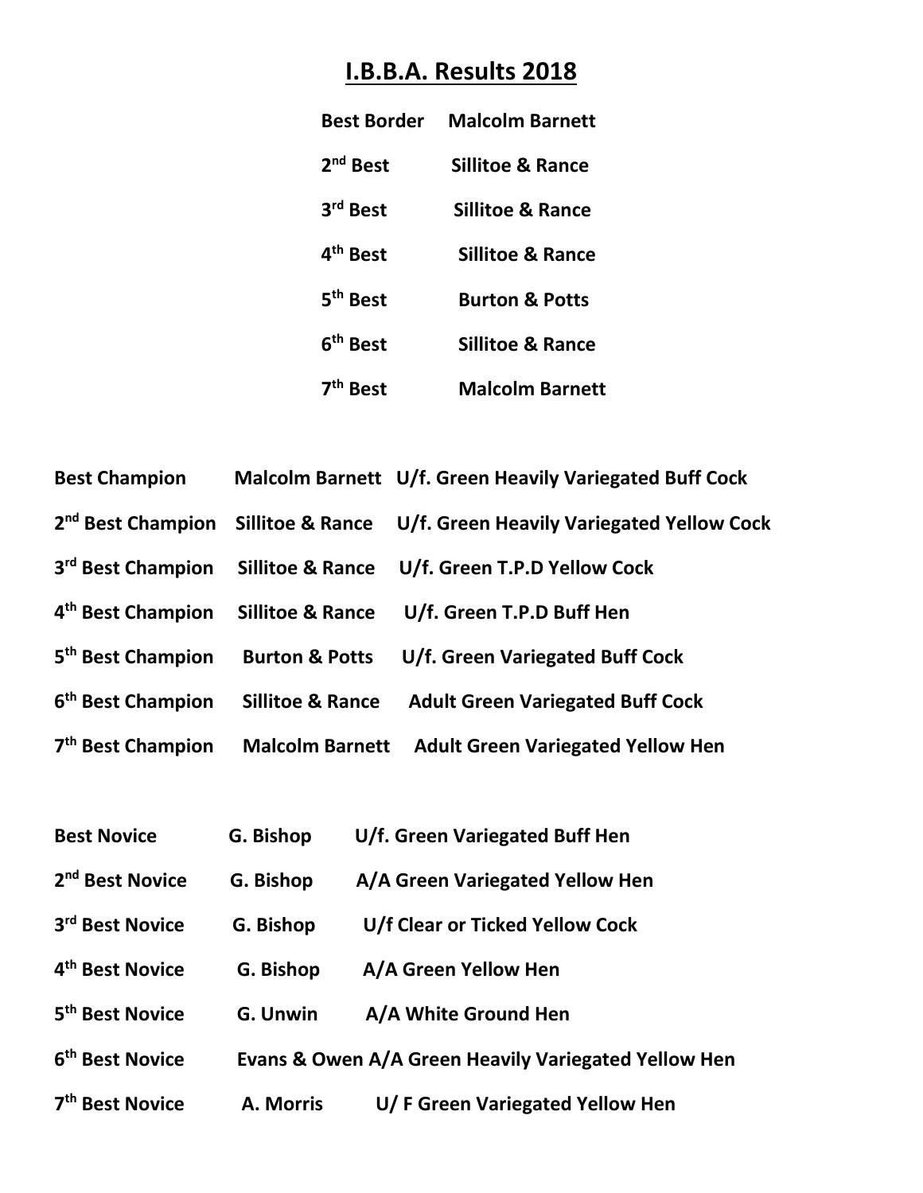# I.B.B.A. Results 2018

| | |
|---|---|
| **Best Border** | **Malcolm Barnett** |
| **2nd Best** | **Sillitoe & Rance** |
| **3rd Best** | **Sillitoe & Rance** |
| **4th Best** | **Sillitoe & Rance** |
| **5th Best** | **Burton & Potts** |
| **6th Best** | **Sillitoe & Rance** |
| **7th Best** | **Malcolm Barnett** |

| | | |
|---|---|---|
| **Best Champion** | **Malcolm Barnett** | **U/f. Green Heavily Variegated Buff Cock** |
| **2nd Best Champion** | **Sillitoe & Rance** | **U/f. Green Heavily Variegated Yellow Cock** |
| **3rd Best Champion** | **Sillitoe & Rance** | **U/f. Green T.P.D Yellow Cock** |
| **4th Best Champion** | **Sillitoe & Rance** | **U/f. Green T.P.D Buff Hen** |
| **5th Best Champion** | **Burton & Potts** | **U/f. Green Variegated Buff Cock** |
| **6th Best Champion** | **Sillitoe & Rance** | **Adult Green Variegated Buff Cock** |
| **7th Best Champion** | **Malcolm Barnett** | **Adult Green Variegated Yellow Hen** |

| | | |
|---|---|---|
| **Best Novice** | **G. Bishop** | **U/f. Green Variegated Buff Hen** |
| **2nd Best Novice** | **G. Bishop** | **A/A Green Variegated Yellow Hen** |
| **3rd Best Novice** | **G. Bishop** | **U/f Clear or Ticked Yellow Cock** |
| **4th Best Novice** | **G. Bishop** | **A/A Green Yellow Hen** |
| **5th Best Novice** | **G. Unwin** | **A/A White Ground Hen** |
| **6th Best Novice** | **Evans & Owen** | **A/A Green Heavily Variegated Yellow Hen** |
| **7th Best Novice** | **A. Morris** | **U/ F Green Variegated Yellow Hen** |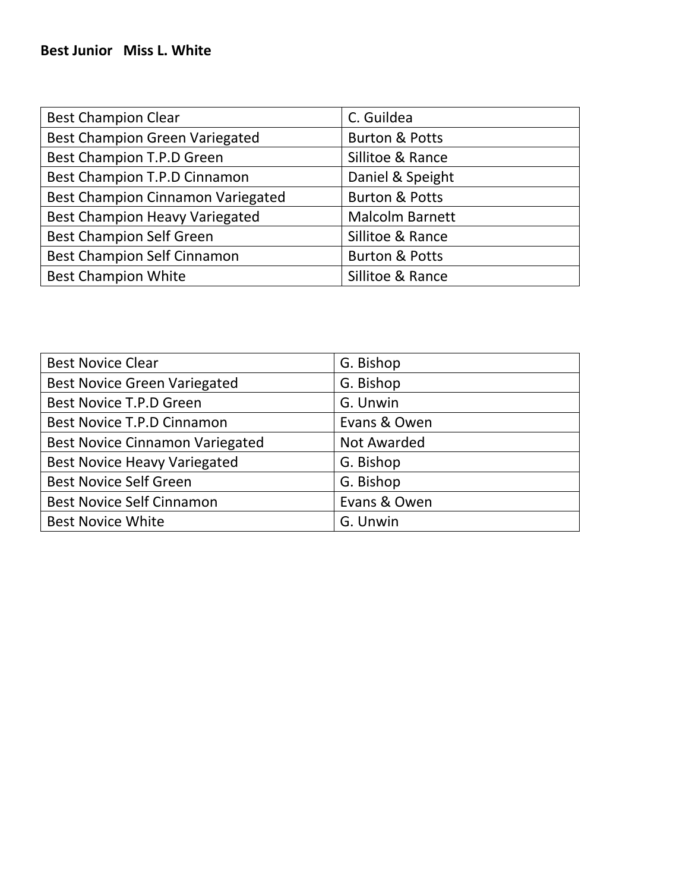**Best Junior   Miss L. White**

| | |
|---|---|
| Best Champion Clear | C. Guildea |
| Best Champion Green Variegated | Burton & Potts |
| Best Champion T.P.D Green | Sillitoe & Rance |
| Best Champion T.P.D Cinnamon | Daniel & Speight |
| Best Champion Cinnamon Variegated | Burton & Potts |
| Best Champion Heavy Variegated | Malcolm Barnett |
| Best Champion Self Green | Sillitoe & Rance |
| Best Champion Self Cinnamon | Burton & Potts |
| Best Champion White | Sillitoe & Rance |

| | |
|---|---|
| Best Novice Clear | G. Bishop |
| Best Novice Green Variegated | G. Bishop |
| Best Novice T.P.D Green | G. Unwin |
| Best Novice T.P.D Cinnamon | Evans & Owen |
| Best Novice Cinnamon Variegated | Not Awarded |
| Best Novice Heavy Variegated | G. Bishop |
| Best Novice Self Green | G. Bishop |
| Best Novice Self Cinnamon | Evans & Owen |
| Best Novice White | G. Unwin |